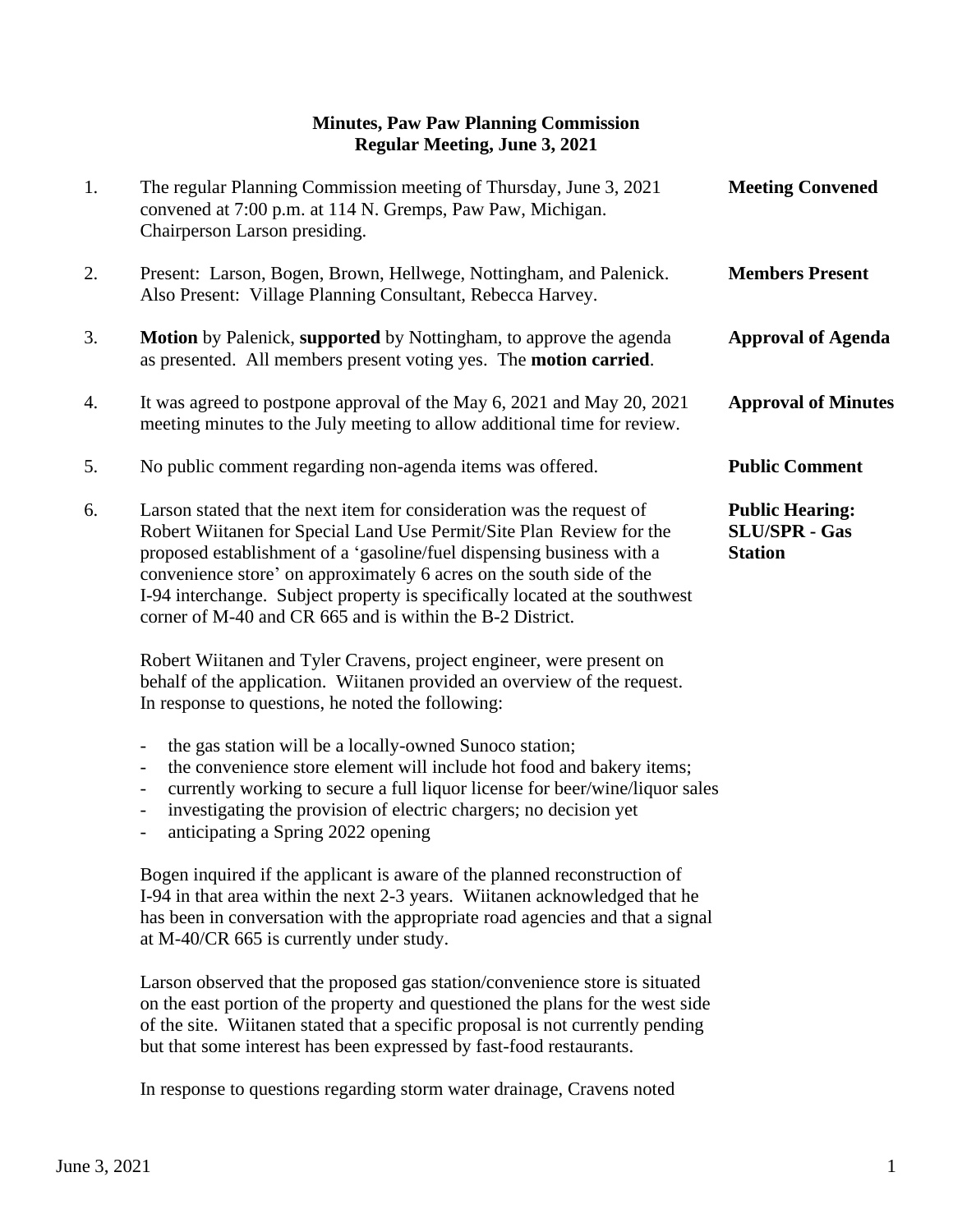**Minutes, Paw Paw Planning Commission**
**Regular Meeting, June 3, 2021**

1. The regular Planning Commission meeting of Thursday, June 3, 2021 convened at 7:00 p.m. at 114 N. Gremps, Paw Paw, Michigan. Chairperson Larson presiding. **Meeting Convened**

2. Present: Larson, Bogen, Brown, Hellwege, Nottingham, and Palenick. Also Present: Village Planning Consultant, Rebecca Harvey. **Members Present**

3. **Motion** by Palenick, **supported** by Nottingham, to approve the agenda as presented. All members present voting yes. The **motion carried**. **Approval of Agenda**

4. It was agreed to postpone approval of the May 6, 2021 and May 20, 2021 meeting minutes to the July meeting to allow additional time for review. **Approval of Minutes**

5. No public comment regarding non-agenda items was offered. **Public Comment**

6. Larson stated that the next item for consideration was the request of Robert Wiitanen for Special Land Use Permit/Site Plan Review for the proposed establishment of a 'gasoline/fuel dispensing business with a convenience store' on approximately 6 acres on the south side of the I-94 interchange. Subject property is specifically located at the southwest corner of M-40 and CR 665 and is within the B-2 District. **Public Hearing: SLU/SPR - Gas Station**

   Robert Wiitanen and Tyler Cravens, project engineer, were present on behalf of the application. Wiitanen provided an overview of the request. In response to questions, he noted the following:

   - the gas station will be a locally-owned Sunoco station;
   - the convenience store element will include hot food and bakery items;
   - currently working to secure a full liquor license for beer/wine/liquor sales
   - investigating the provision of electric chargers; no decision yet
   - anticipating a Spring 2022 opening

   Bogen inquired if the applicant is aware of the planned reconstruction of I-94 in that area within the next 2-3 years. Wiitanen acknowledged that he has been in conversation with the appropriate road agencies and that a signal at M-40/CR 665 is currently under study.

   Larson observed that the proposed gas station/convenience store is situated on the east portion of the property and questioned the plans for the west side of the site. Wiitanen stated that a specific proposal is not currently pending but that some interest has been expressed by fast-food restaurants.

   In response to questions regarding storm water drainage, Cravens noted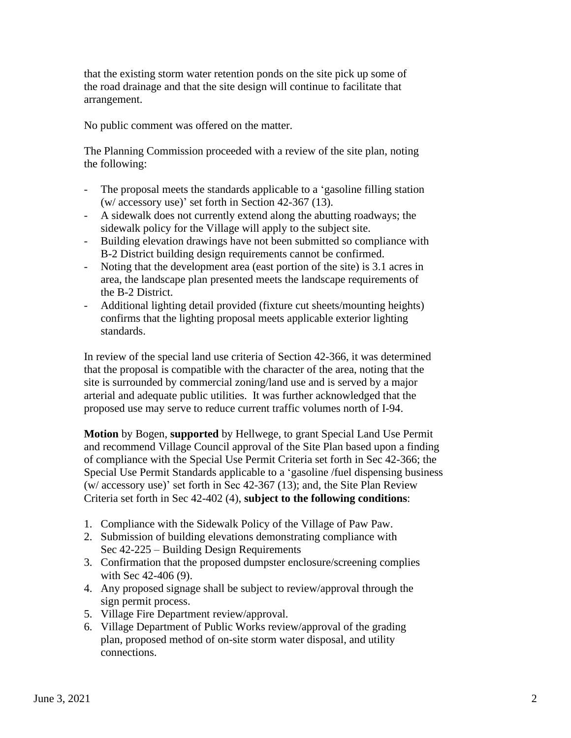that the existing storm water retention ponds on the site pick up some of the road drainage and that the site design will continue to facilitate that arrangement.

No public comment was offered on the matter.

The Planning Commission proceeded with a review of the site plan, noting the following:

- The proposal meets the standards applicable to a 'gasoline filling station (w/ accessory use)' set forth in Section 42-367 (13).
- A sidewalk does not currently extend along the abutting roadways; the sidewalk policy for the Village will apply to the subject site.
- Building elevation drawings have not been submitted so compliance with B-2 District building design requirements cannot be confirmed.
- Noting that the development area (east portion of the site) is 3.1 acres in area, the landscape plan presented meets the landscape requirements of the B-2 District.
- Additional lighting detail provided (fixture cut sheets/mounting heights) confirms that the lighting proposal meets applicable exterior lighting standards.

In review of the special land use criteria of Section 42-366, it was determined that the proposal is compatible with the character of the area, noting that the site is surrounded by commercial zoning/land use and is served by a major arterial and adequate public utilities. It was further acknowledged that the proposed use may serve to reduce current traffic volumes north of I-94.

**Motion** by Bogen, **supported** by Hellwege, to grant Special Land Use Permit and recommend Village Council approval of the Site Plan based upon a finding of compliance with the Special Use Permit Criteria set forth in Sec 42-366; the Special Use Permit Standards applicable to a 'gasoline /fuel dispensing business (w/ accessory use)' set forth in Sec 42-367 (13); and, the Site Plan Review Criteria set forth in Sec 42-402 (4), **subject to the following conditions**:

1. Compliance with the Sidewalk Policy of the Village of Paw Paw.
2. Submission of building elevations demonstrating compliance with Sec 42-225 – Building Design Requirements
3. Confirmation that the proposed dumpster enclosure/screening complies with Sec 42-406 (9).
4. Any proposed signage shall be subject to review/approval through the sign permit process.
5. Village Fire Department review/approval.
6. Village Department of Public Works review/approval of the grading plan, proposed method of on-site storm water disposal, and utility connections.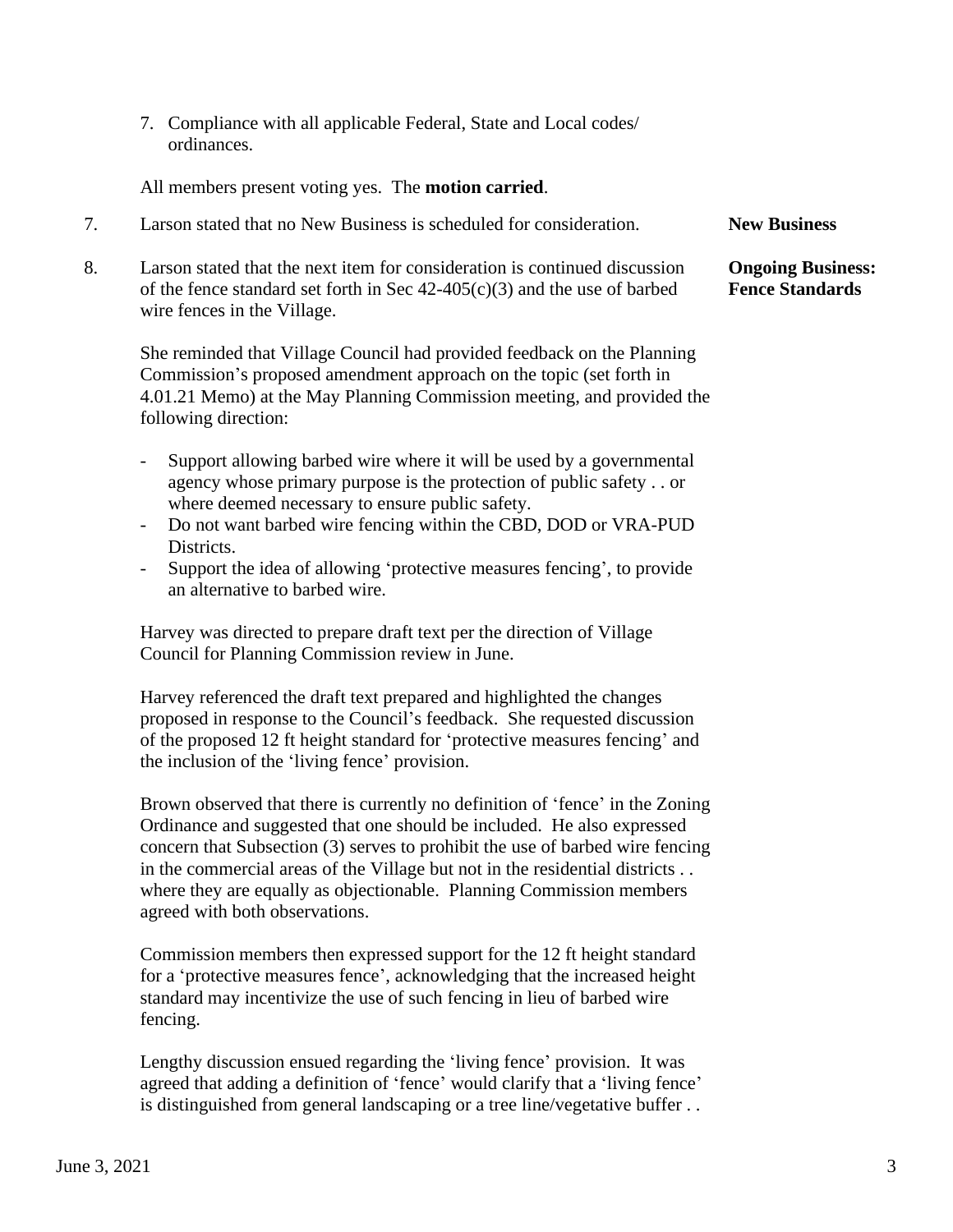7. Compliance with all applicable Federal, State and Local codes/ ordinances.

All members present voting yes. The **motion carried**.

7. Larson stated that no New Business is scheduled for consideration. **New Business**

8. Larson stated that the next item for consideration is continued discussion of the fence standard set forth in Sec 42-405(c)(3) and the use of barbed wire fences in the Village. **Ongoing Business: Fence Standards**

   She reminded that Village Council had provided feedback on the Planning Commission's proposed amendment approach on the topic (set forth in 4.01.21 Memo) at the May Planning Commission meeting, and provided the following direction:

   - Support allowing barbed wire where it will be used by a governmental agency whose primary purpose is the protection of public safety . . or where deemed necessary to ensure public safety.
   - Do not want barbed wire fencing within the CBD, DOD or VRA-PUD Districts.
   - Support the idea of allowing 'protective measures fencing', to provide an alternative to barbed wire.

   Harvey was directed to prepare draft text per the direction of Village Council for Planning Commission review in June.

   Harvey referenced the draft text prepared and highlighted the changes proposed in response to the Council's feedback. She requested discussion of the proposed 12 ft height standard for 'protective measures fencing' and the inclusion of the 'living fence' provision.

   Brown observed that there is currently no definition of 'fence' in the Zoning Ordinance and suggested that one should be included. He also expressed concern that Subsection (3) serves to prohibit the use of barbed wire fencing in the commercial areas of the Village but not in the residential districts . . where they are equally as objectionable. Planning Commission members agreed with both observations.

   Commission members then expressed support for the 12 ft height standard for a 'protective measures fence', acknowledging that the increased height standard may incentivize the use of such fencing in lieu of barbed wire fencing.

   Lengthy discussion ensued regarding the 'living fence' provision. It was agreed that adding a definition of 'fence' would clarify that a 'living fence' is distinguished from general landscaping or a tree line/vegetative buffer . .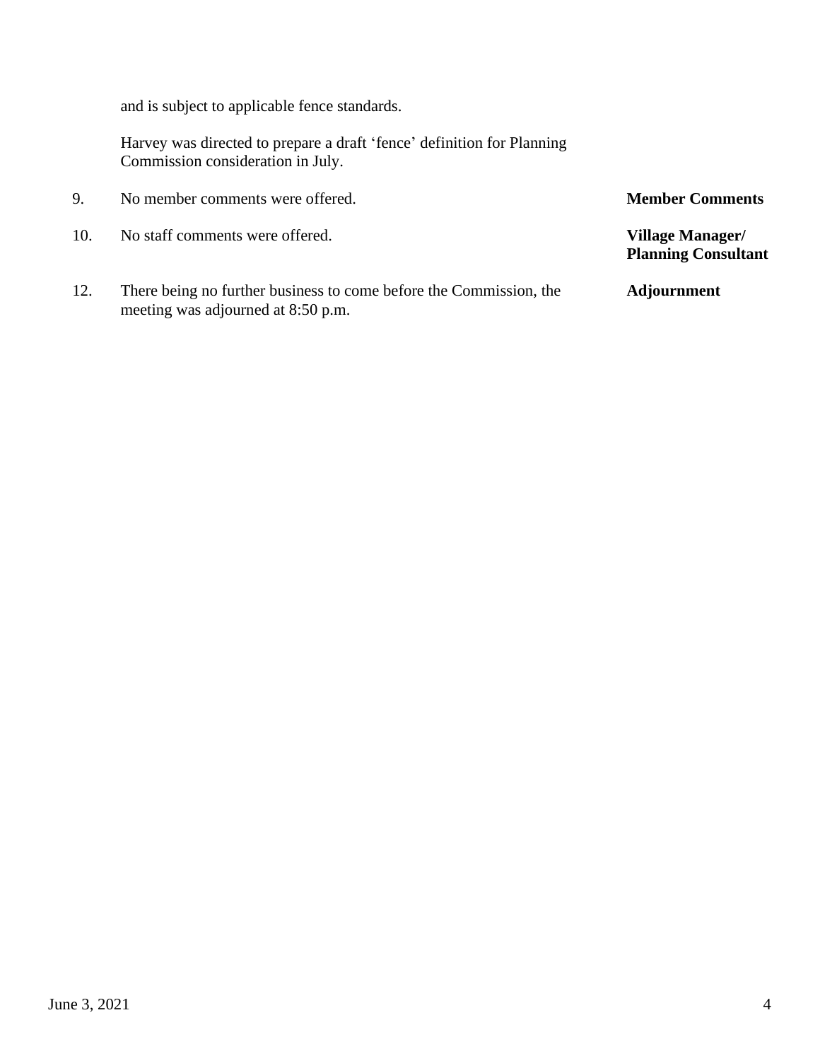and is subject to applicable fence standards.

Harvey was directed to prepare a draft 'fence' definition for Planning Commission consideration in July.

9. No member comments were offered. **Member Comments**

10. No staff comments were offered. **Village Manager/ Planning Consultant**

12. There being no further business to come before the Commission, the meeting was adjourned at 8:50 p.m. **Adjournment**